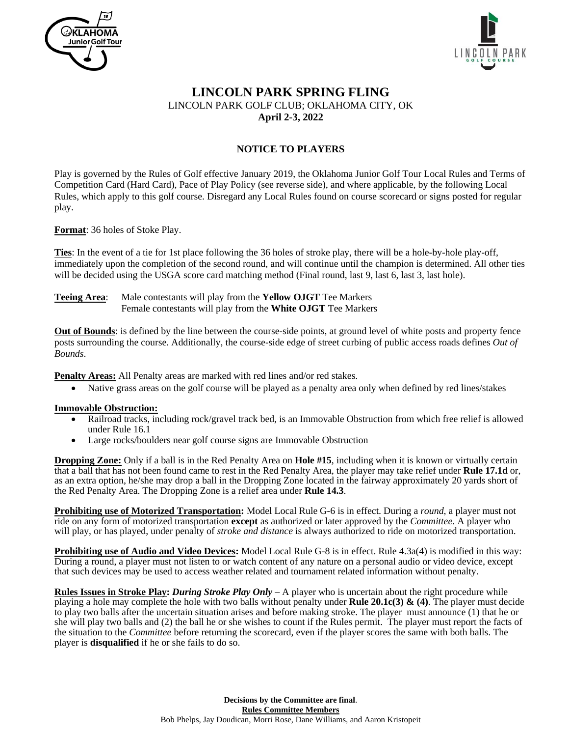# LINCOLN PARK SPRING FLING

LINCOLN PARK GOLF CLUB; OKLAHOMA CITY, OK

**April 2-3, 2022**

## NOTICE TO PLAYERS

Play is governed by the Rules of Golf effective January 2019, the Oklahoma Junior Golf Tour Local Rules and Terms of Competition Card (Hard Card), Pace of Play Policy (see reverse side), and where applicable, by the following Local Rules, which apply to this golf course. Disregard any Local Rules found on course scorecard or signs posted for regular play.

**Format**: 36 holes of Stoke Play.

**Ties**: In the event of a tie for 1st place following the 36 holes of stroke play, there will be a hole-by-hole play-off, immediately upon the completion of the second round, and will continue until the champion is determined. All other ties will be decided using the USGA score card matching method (Final round, last 9, last 6, last 3, last hole).

**Teeing Area**: Male contestants will play from the **Yellow OJGT** Tee Markers
Female contestants will play from the **White OJGT** Tee Markers

**Out of Bounds**: is defined by the line between the course-side points, at ground level of white posts and property fence posts surrounding the course. Additionally, the course-side edge of street curbing of public access roads defines *Out of Bounds*.

**Penalty Areas:** All Penalty areas are marked with red lines and/or red stakes.

- Native grass areas on the golf course will be played as a penalty area only when defined by red lines/stakes

**Immovable Obstruction:**

- Railroad tracks, including rock/gravel track bed, is an Immovable Obstruction from which free relief is allowed under Rule 16.1
- Large rocks/boulders near golf course signs are Immovable Obstruction

**Dropping Zone:** Only if a ball is in the Red Penalty Area on **Hole #15**, including when it is known or virtually certain that a ball that has not been found came to rest in the Red Penalty Area, the player may take relief under **Rule 17.1d** or, as an extra option, he/she may drop a ball in the Dropping Zone located in the fairway approximately 20 yards short of the Red Penalty Area. The Dropping Zone is a relief area under **Rule 14.3**.

**Prohibiting use of Motorized Transportation:** Model Local Rule G-6 is in effect. During a *round*, a player must not ride on any form of motorized transportation **except** as authorized or later approved by the *Committee.* A player who will play, or has played, under penalty of *stroke and distance* is always authorized to ride on motorized transportation.

**Prohibiting use of Audio and Video Devices:** Model Local Rule G-8 is in effect. Rule 4.3a(4) is modified in this way: During a round, a player must not listen to or watch content of any nature on a personal audio or video device, except that such devices may be used to access weather related and tournament related information without penalty.

**Rules Issues in Stroke Play:** ***During Stroke Play Only*** – A player who is uncertain about the right procedure while playing a hole may complete the hole with two balls without penalty under **Rule 20.1c(3) & (4)**. The player must decide to play two balls after the uncertain situation arises and before making stroke. The player must announce (1) that he or she will play two balls and (2) the ball he or she wishes to count if the Rules permit. The player must report the facts of the situation to the *Committee* before returning the scorecard, even if the player scores the same with both balls. The player is **disqualified** if he or she fails to do so.

**Decisions by the Committee are final**.

**Rules Committee Members**

Bob Phelps, Jay Doudican, Morri Rose, Dane Williams, and Aaron Kristopeit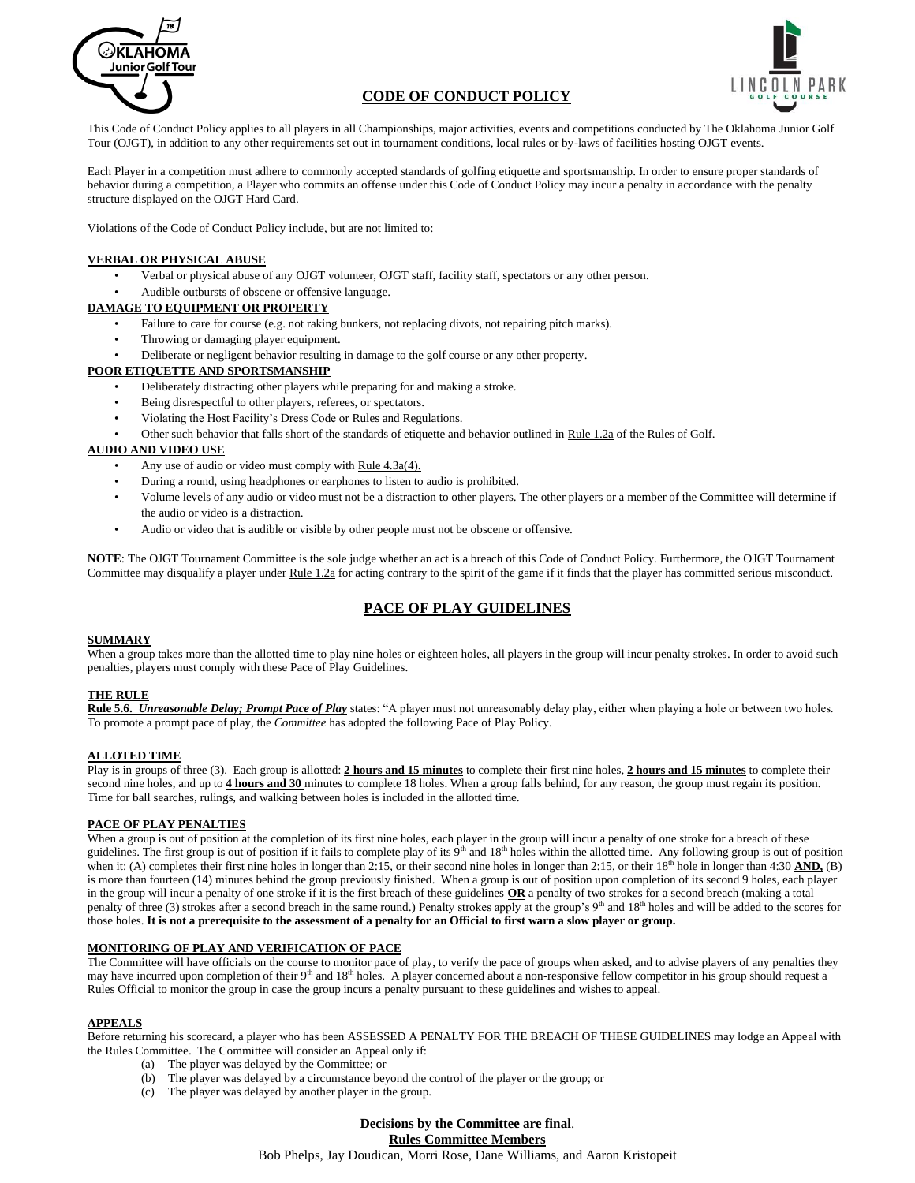# CODE OF CONDUCT POLICY

This Code of Conduct Policy applies to all players in all Championships, major activities, events and competitions conducted by The Oklahoma Junior Golf Tour (OJGT), in addition to any other requirements set out in tournament conditions, local rules or by-laws of facilities hosting OJGT events.

Each Player in a competition must adhere to commonly accepted standards of golfing etiquette and sportsmanship. In order to ensure proper standards of behavior during a competition, a Player who commits an offense under this Code of Conduct Policy may incur a penalty in accordance with the penalty structure displayed on the OJGT Hard Card.

Violations of the Code of Conduct Policy include, but are not limited to:

**VERBAL OR PHYSICAL ABUSE**

- Verbal or physical abuse of any OJGT volunteer, OJGT staff, facility staff, spectators or any other person.
- Audible outbursts of obscene or offensive language.

**DAMAGE TO EQUIPMENT OR PROPERTY**

- Failure to care for course (e.g. not raking bunkers, not replacing divots, not repairing pitch marks).
- Throwing or damaging player equipment.
- Deliberate or negligent behavior resulting in damage to the golf course or any other property.

**POOR ETIQUETTE AND SPORTSMANSHIP**

- Deliberately distracting other players while preparing for and making a stroke.
- Being disrespectful to other players, referees, or spectators.
- Violating the Host Facility's Dress Code or Rules and Regulations.
- Other such behavior that falls short of the standards of etiquette and behavior outlined in Rule 1.2a of the Rules of Golf.

**AUDIO AND VIDEO USE**

- Any use of audio or video must comply with Rule 4.3a(4).
- During a round, using headphones or earphones to listen to audio is prohibited.
- Volume levels of any audio or video must not be a distraction to other players. The other players or a member of the Committee will determine if the audio or video is a distraction.
- Audio or video that is audible or visible by other people must not be obscene or offensive.

**NOTE**: The OJGT Tournament Committee is the sole judge whether an act is a breach of this Code of Conduct Policy. Furthermore, the OJGT Tournament Committee may disqualify a player under Rule 1.2a for acting contrary to the spirit of the game if it finds that the player has committed serious misconduct.

# PACE OF PLAY GUIDELINES

**SUMMARY**

When a group takes more than the allotted time to play nine holes or eighteen holes, all players in the group will incur penalty strokes. In order to avoid such penalties, players must comply with these Pace of Play Guidelines.

**THE RULE**

**Rule 5.6.** ***Unreasonable Delay; Prompt Pace of Play*** states: "A player must not unreasonably delay play, either when playing a hole or between two holes. To promote a prompt pace of play, the *Committee* has adopted the following Pace of Play Policy.

**ALLOTED TIME**

Play is in groups of three (3). Each group is allotted: **2 hours and 15 minutes** to complete their first nine holes, **2 hours and 15 minutes** to complete their second nine holes, and up to **4 hours and 30** minutes to complete 18 holes. When a group falls behind, for any reason, the group must regain its position. Time for ball searches, rulings, and walking between holes is included in the allotted time.

**PACE OF PLAY PENALTIES**

When a group is out of position at the completion of its first nine holes, each player in the group will incur a penalty of one stroke for a breach of these guidelines. The first group is out of position if it fails to complete play of its 9th and 18th holes within the allotted time. Any following group is out of position when it: (A) completes their first nine holes in longer than 2:15, or their second nine holes in longer than 2:15, or their 18th hole in longer than 4:30 **AND,** (B) is more than fourteen (14) minutes behind the group previously finished. When a group is out of position upon completion of its second 9 holes, each player in the group will incur a penalty of one stroke if it is the first breach of these guidelines **OR** a penalty of two strokes for a second breach (making a total penalty of three (3) strokes after a second breach in the same round.) Penalty strokes apply at the group's 9th and 18th holes and will be added to the scores for those holes. **It is not a prerequisite to the assessment of a penalty for an Official to first warn a slow player or group.**

**MONITORING OF PLAY AND VERIFICATION OF PACE**

The Committee will have officials on the course to monitor pace of play, to verify the pace of groups when asked, and to advise players of any penalties they may have incurred upon completion of their 9th and 18th holes. A player concerned about a non-responsive fellow competitor in his group should request a Rules Official to monitor the group in case the group incurs a penalty pursuant to these guidelines and wishes to appeal.

**APPEALS**

Before returning his scorecard, a player who has been ASSESSED A PENALTY FOR THE BREACH OF THESE GUIDELINES may lodge an Appeal with the Rules Committee. The Committee will consider an Appeal only if:

(a) The player was delayed by the Committee; or
(b) The player was delayed by a circumstance beyond the control of the player or the group; or
(c) The player was delayed by another player in the group.

**Decisions by the Committee are final**.

**Rules Committee Members**

Bob Phelps, Jay Doudican, Morri Rose, Dane Williams, and Aaron Kristopeit